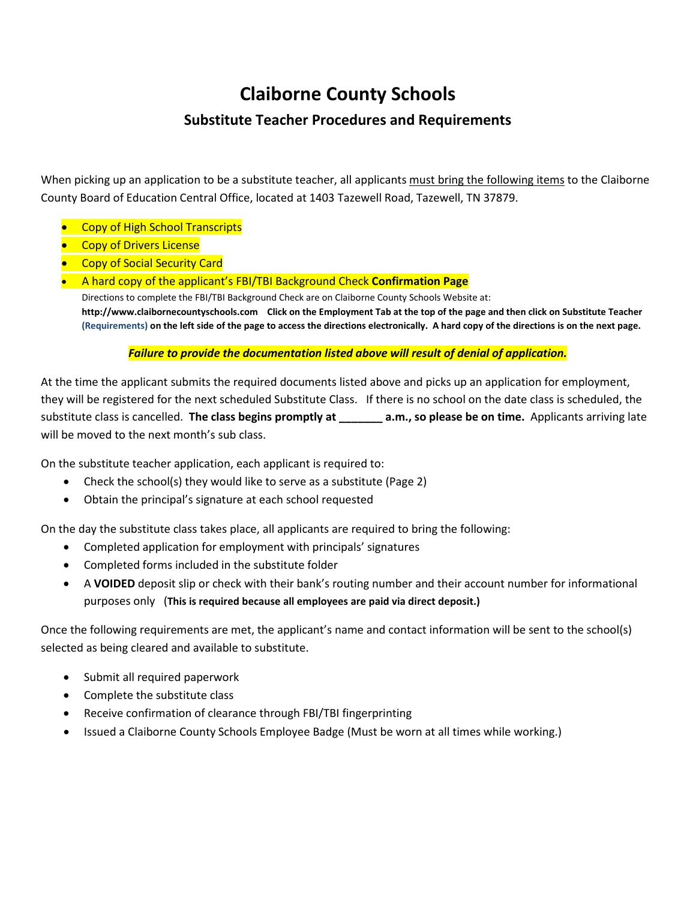# Claiborne County Schools

## Substitute Teacher Procedures and Requirements

When picking up an application to be a substitute teacher, all applicants must bring the following items to the Claiborne County Board of Education Central Office, located at 1403 Tazewell Road, Tazewell, TN 37879.

- Copy of High School Transcripts
- Copy of Drivers License
- Copy of Social Security Card
- A hard copy of the applicant's FBI/TBI Background Check **Confirmation Page**

  Directions to complete the FBI/TBI Background Check are on Claiborne County Schools Website at: **http://www.claibornecountyschools.com Click on the Employment Tab at the top of the page and then click on Substitute Teacher (Requirements) on the left side of the page to access the directions electronically. A hard copy of the directions is on the next page.**

***Failure to provide the documentation listed above will result of denial of application.***

At the time the applicant submits the required documents listed above and picks up an application for employment, they will be registered for the next scheduled Substitute Class. If there is no school on the date class is scheduled, the substitute class is cancelled. **The class begins promptly at _______ a.m., so please be on time.** Applicants arriving late will be moved to the next month's sub class.

On the substitute teacher application, each applicant is required to:

- Check the school(s) they would like to serve as a substitute (Page 2)
- Obtain the principal's signature at each school requested

On the day the substitute class takes place, all applicants are required to bring the following:

- Completed application for employment with principals' signatures
- Completed forms included in the substitute folder
- A **VOIDED** deposit slip or check with their bank's routing number and their account number for informational purposes only (**This is required because all employees are paid via direct deposit.)**

Once the following requirements are met, the applicant's name and contact information will be sent to the school(s) selected as being cleared and available to substitute.

- Submit all required paperwork
- Complete the substitute class
- Receive confirmation of clearance through FBI/TBI fingerprinting
- Issued a Claiborne County Schools Employee Badge (Must be worn at all times while working.)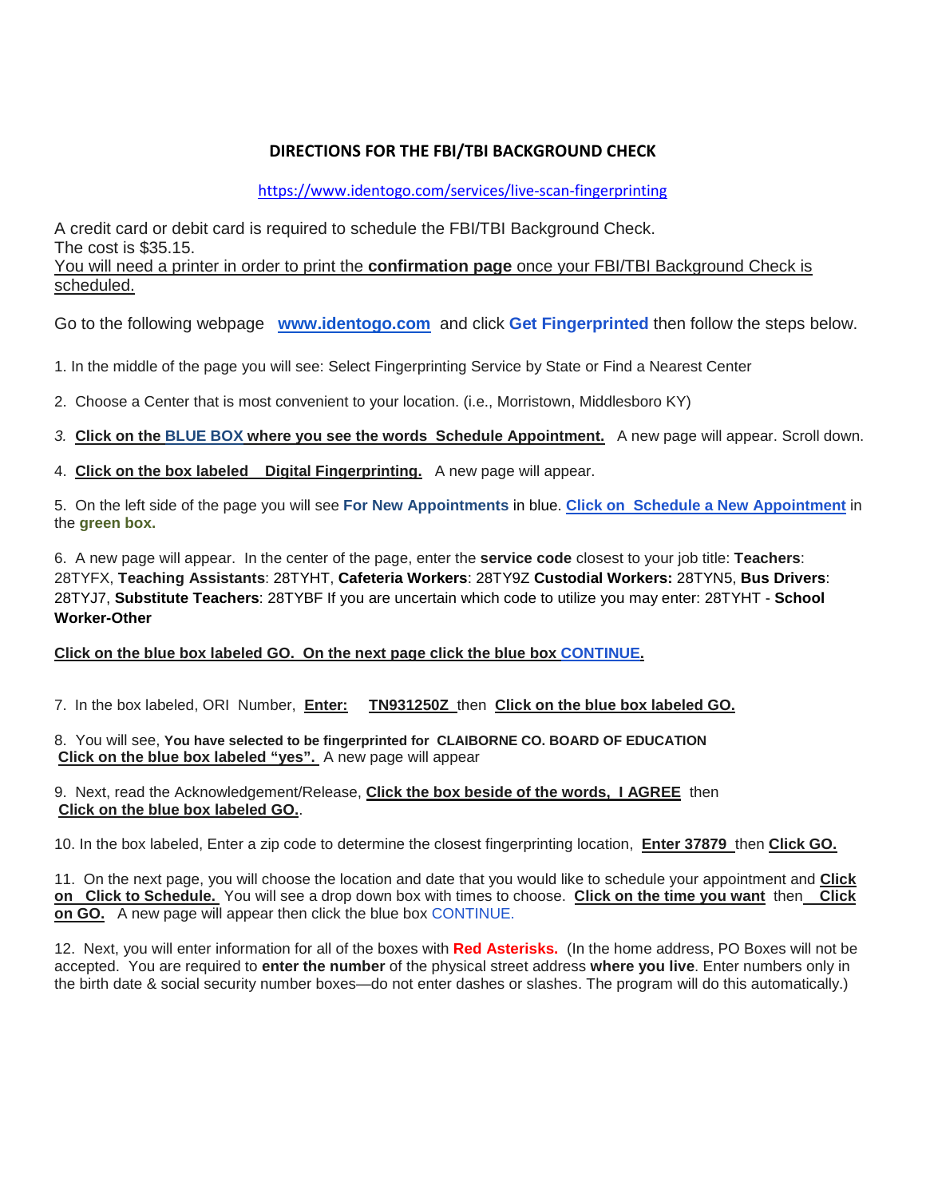## DIRECTIONS FOR THE FBI/TBI BACKGROUND CHECK

https://www.identogo.com/services/live-scan-fingerprinting

A credit card or debit card is required to schedule the FBI/TBI Background Check.
The cost is $35.15.
You will need a printer in order to print the **confirmation page** once your FBI/TBI Background Check is scheduled.

Go to the following webpage **www.identogo.com** and click **Get Fingerprinted** then follow the steps below.

1. In the middle of the page you will see: Select Fingerprinting Service by State or Find a Nearest Center

2. Choose a Center that is most convenient to your location. (i.e., Morristown, Middlesboro KY)

3. **Click on the BLUE BOX where you see the words Schedule Appointment.** A new page will appear. Scroll down.

4. **Click on the box labeled Digital Fingerprinting.** A new page will appear.

5. On the left side of the page you will see **For New Appointments** in blue. **Click on Schedule a New Appointment** in the **green box.**

6. A new page will appear. In the center of the page, enter the **service code** closest to your job title: **Teachers**: 28TYFX, **Teaching Assistants**: 28TYHT, **Cafeteria Workers**: 28TY9Z **Custodial Workers:** 28TYN5, **Bus Drivers**: 28TYJ7, **Substitute Teachers**: 28TYBF If you are uncertain which code to utilize you may enter: 28TYHT - **School Worker-Other**

**Click on the blue box labeled GO. On the next page click the blue box CONTINUE.**

7. In the box labeled, ORI Number, **Enter: TN931250Z** then **Click on the blue box labeled GO.**

8. You will see, **You have selected to be fingerprinted for CLAIBORNE CO. BOARD OF EDUCATION**
**Click on the blue box labeled "yes".** A new page will appear

9. Next, read the Acknowledgement/Release, **Click the box beside of the words, I AGREE** then **Click on the blue box labeled GO.**.

10. In the box labeled, Enter a zip code to determine the closest fingerprinting location, **Enter 37879** then **Click GO.**

11. On the next page, you will choose the location and date that you would like to schedule your appointment and **Click on Click to Schedule.** You will see a drop down box with times to choose. **Click on the time you want** then **Click on GO.** A new page will appear then click the blue box CONTINUE.

12. Next, you will enter information for all of the boxes with **Red Asterisks.** (In the home address, PO Boxes will not be accepted. You are required to **enter the number** of the physical street address **where you live**. Enter numbers only in the birth date & social security number boxes—do not enter dashes or slashes. The program will do this automatically.)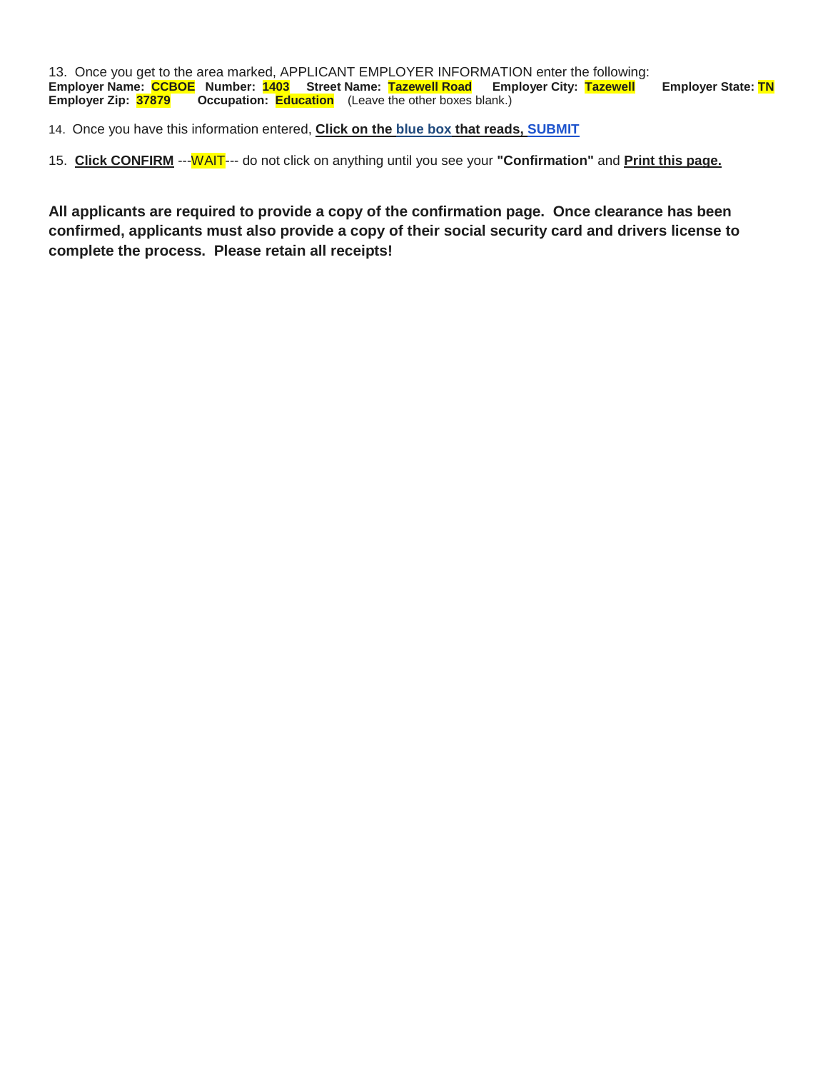13. Once you get to the area marked, APPLICANT EMPLOYER INFORMATION enter the following:
**Employer Name: CCBOE  Number: 1403  Street Name: Tazewell Road  Employer City: Tazewell  Employer State: TN  Employer Zip: 37879  Occupation: Education** (Leave the other boxes blank.)

14. Once you have this information entered, **Click on the blue box that reads, SUBMIT**

15. **Click CONFIRM** ---WAIT--- do not click on anything until you see your **"Confirmation"** and **Print this page.**

**All applicants are required to provide a copy of the confirmation page. Once clearance has been confirmed, applicants must also provide a copy of their social security card and drivers license to complete the process. Please retain all receipts!**